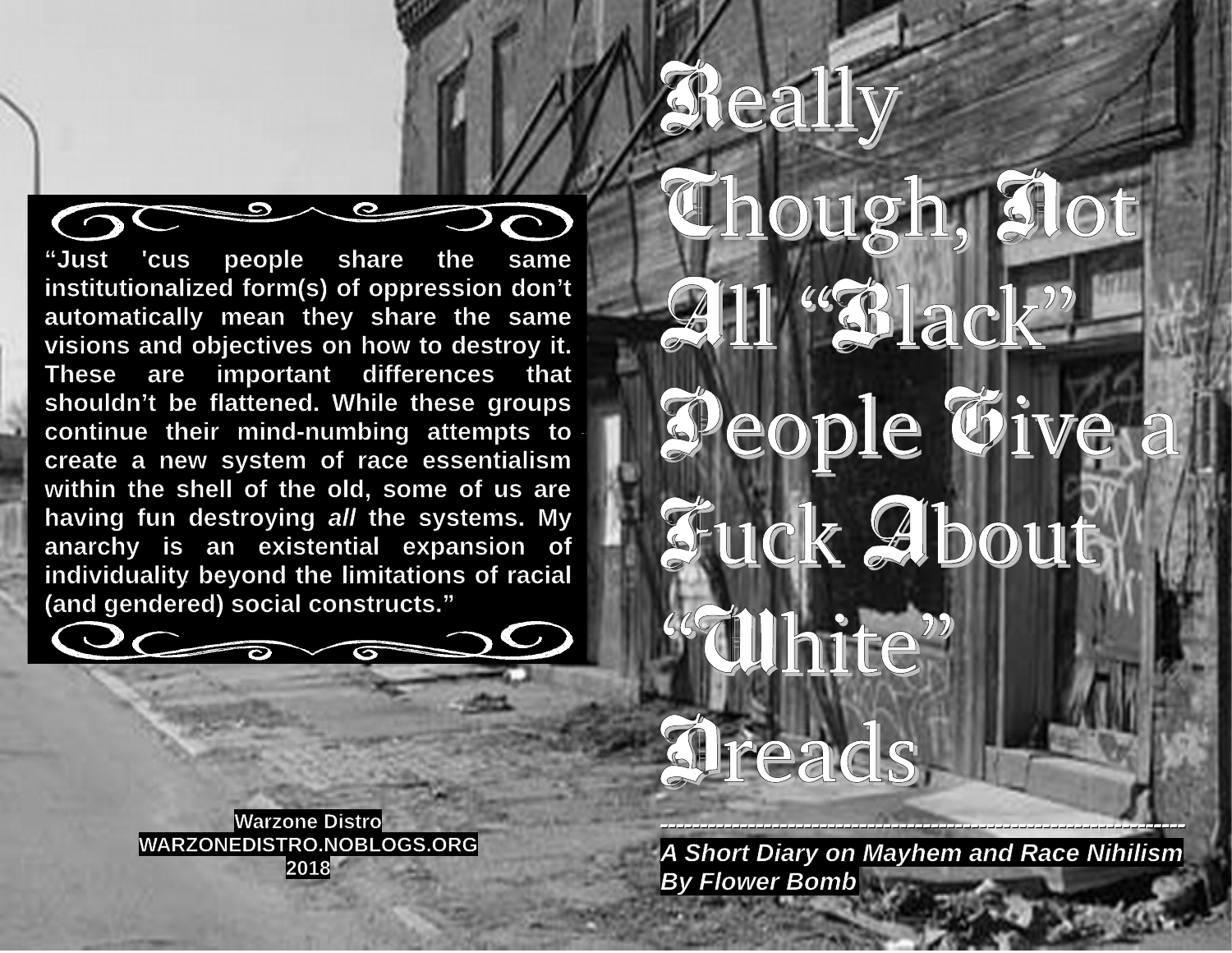# Really Though, Not All "Black" People Give a Fuck About "White" Dreads

*A Short Diary on Mayhem and Race Nihilism*
*By Flower Bomb*

**"Just 'cus people share the same institutionalized form(s) of oppression don't automatically mean they share the same visions and objectives on how to destroy it. These are important differences that shouldn't be flattened. While these groups continue their mind-numbing attempts to create a new system of race essentialism within the shell of the old, some of us are having fun destroying *all* the systems. My anarchy is an existential expansion of individuality beyond the limitations of racial (and gendered) social constructs."**

**Warzone Distro**
**WARZONEDISTRO.NOBLOGS.ORG**
**2018**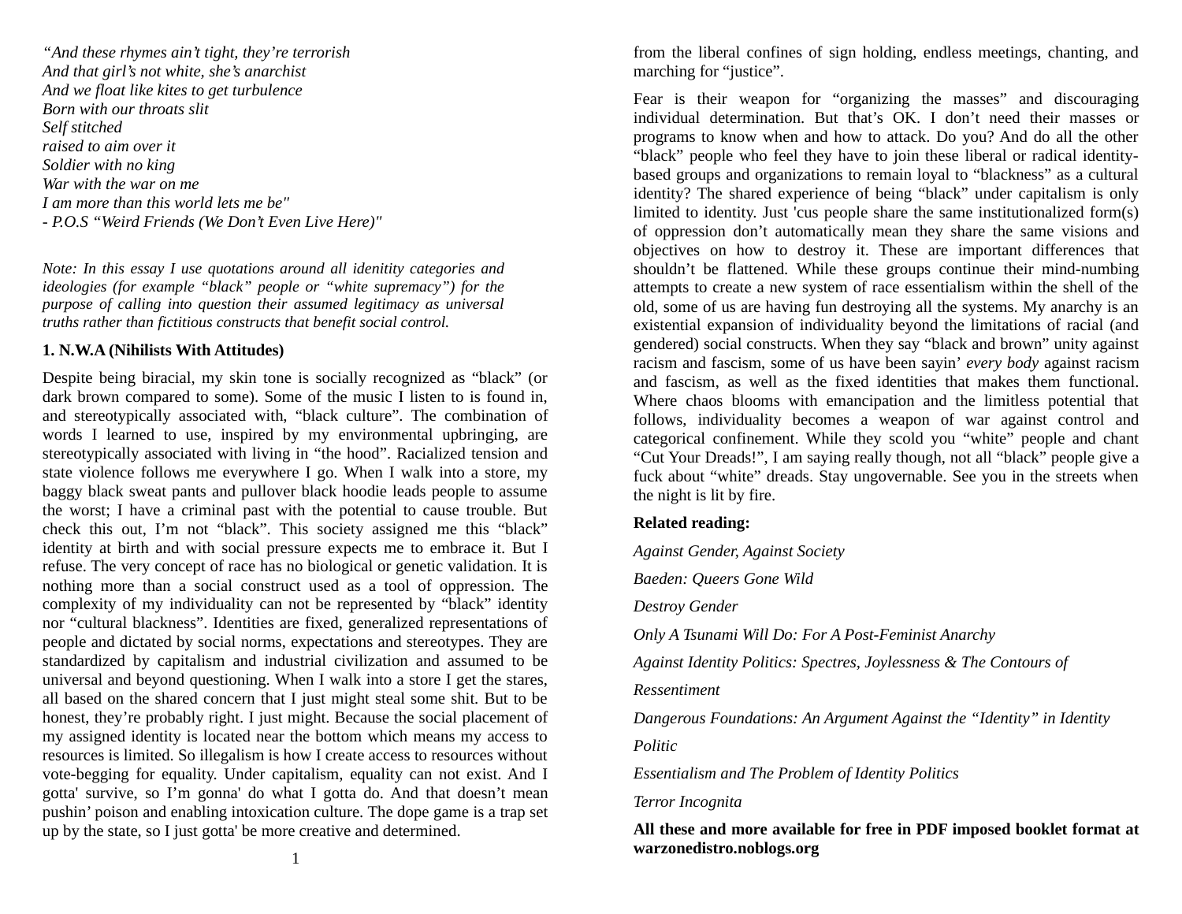*"And these rhymes ain't tight, they're terrorish*
*And that girl's not white, she's anarchist*
*And we float like kites to get turbulence*
*Born with our throats slit*
*Self stitched*
*raised to aim over it*
*Soldier with no king*
*War with the war on me*
*I am more than this world lets me be"*
*- P.O.S "Weird Friends (We Don't Even Live Here)"*

*Note: In this essay I use quotations around all idenitity categories and ideologies (for example "black" people or "white supremacy") for the purpose of calling into question their assumed legitimacy as universal truths rather than fictitious constructs that benefit social control.*

**1. N.W.A (Nihilists With Attitudes)**

Despite being biracial, my skin tone is socially recognized as "black" (or dark brown compared to some). Some of the music I listen to is found in, and stereotypically associated with, "black culture". The combination of words I learned to use, inspired by my environmental upbringing, are stereotypically associated with living in "the hood". Racialized tension and state violence follows me everywhere I go. When I walk into a store, my baggy black sweat pants and pullover black hoodie leads people to assume the worst; I have a criminal past with the potential to cause trouble. But check this out, I'm not "black". This society assigned me this "black" identity at birth and with social pressure expects me to embrace it. But I refuse. The very concept of race has no biological or genetic validation. It is nothing more than a social construct used as a tool of oppression. The complexity of my individuality can not be represented by "black" identity nor "cultural blackness". Identities are fixed, generalized representations of people and dictated by social norms, expectations and stereotypes. They are standardized by capitalism and industrial civilization and assumed to be universal and beyond questioning. When I walk into a store I get the stares, all based on the shared concern that I just might steal some shit. But to be honest, they're probably right. I just might. Because the social placement of my assigned identity is located near the bottom which means my access to resources is limited. So illegalism is how I create access to resources without vote-begging for equality. Under capitalism, equality can not exist. And I gotta' survive, so I'm gonna' do what I gotta do. And that doesn't mean pushin' poison and enabling intoxication culture. The dope game is a trap set up by the state, so I just gotta' be more creative and determined.

from the liberal confines of sign holding, endless meetings, chanting, and marching for "justice".

Fear is their weapon for "organizing the masses" and discouraging individual determination. But that's OK. I don't need their masses or programs to know when and how to attack. Do you? And do all the other "black" people who feel they have to join these liberal or radical identity-based groups and organizations to remain loyal to "blackness" as a cultural identity? The shared experience of being "black" under capitalism is only limited to identity. Just 'cus people share the same institutionalized form(s) of oppression don't automatically mean they share the same visions and objectives on how to destroy it. These are important differences that shouldn't be flattened. While these groups continue their mind-numbing attempts to create a new system of race essentialism within the shell of the old, some of us are having fun destroying all the systems. My anarchy is an existential expansion of individuality beyond the limitations of racial (and gendered) social constructs. When they say "black and brown" unity against racism and fascism, some of us have been sayin' *every body* against racism and fascism, as well as the fixed identities that makes them functional. Where chaos blooms with emancipation and the limitless potential that follows, individuality becomes a weapon of war against control and categorical confinement. While they scold you "white" people and chant "Cut Your Dreads!", I am saying really though, not all "black" people give a fuck about "white" dreads. Stay ungovernable. See you in the streets when the night is lit by fire.

**Related reading:**

*Against Gender, Against Society*

*Baeden: Queers Gone Wild*

*Destroy Gender*

*Only A Tsunami Will Do: For A Post-Feminist Anarchy*

*Against Identity Politics: Spectres, Joylessness & The Contours of Ressentiment*

*Dangerous Foundations: An Argument Against the "Identity" in Identity Politic*

*Essentialism and The Problem of Identity Politics*

*Terror Incognita*

**All these and more available for free in PDF imposed booklet format at warzonedistro.noblogs.org**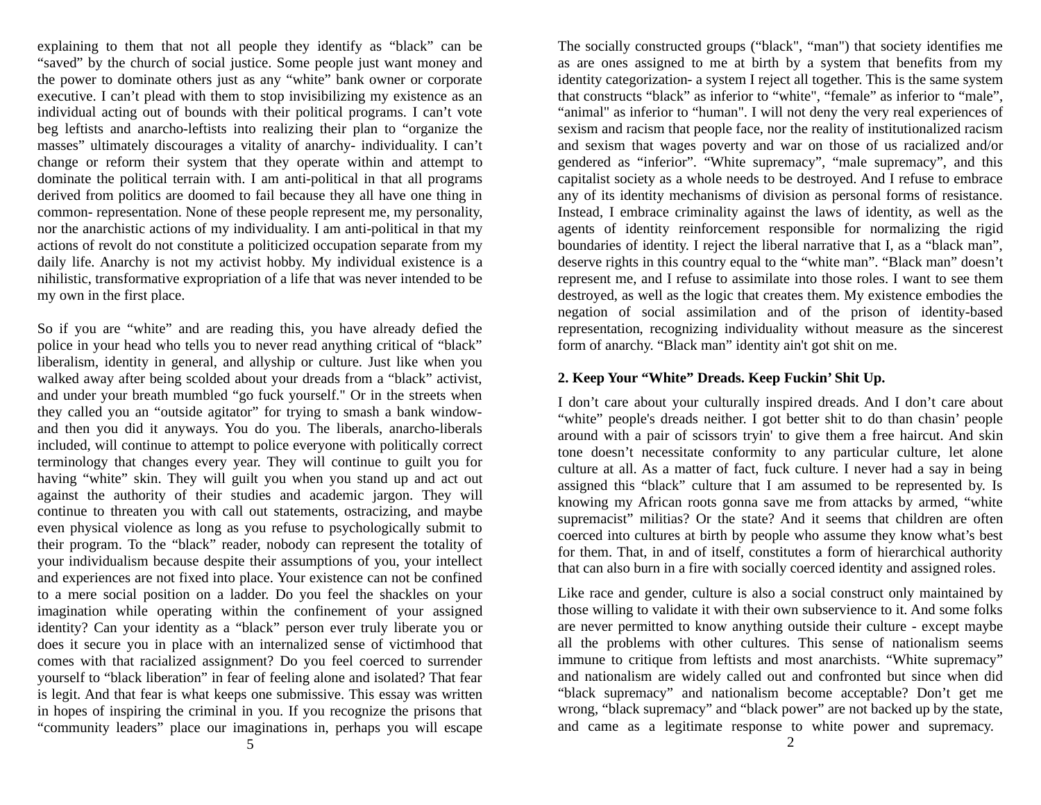explaining to them that not all people they identify as "black" can be "saved" by the church of social justice. Some people just want money and the power to dominate others just as any "white" bank owner or corporate executive. I can't plead with them to stop invisibilizing my existence as an individual acting out of bounds with their political programs. I can't vote beg leftists and anarcho-leftists into realizing their plan to "organize the masses" ultimately discourages a vitality of anarchy- individuality. I can't change or reform their system that they operate within and attempt to dominate the political terrain with. I am anti-political in that all programs derived from politics are doomed to fail because they all have one thing in common- representation. None of these people represent me, my personality, nor the anarchistic actions of my individuality. I am anti-political in that my actions of revolt do not constitute a politicized occupation separate from my daily life. Anarchy is not my activist hobby. My individual existence is a nihilistic, transformative expropriation of a life that was never intended to be my own in the first place.

So if you are "white" and are reading this, you have already defied the police in your head who tells you to never read anything critical of "black" liberalism, identity in general, and allyship or culture. Just like when you walked away after being scolded about your dreads from a "black" activist, and under your breath mumbled "go fuck yourself." Or in the streets when they called you an "outside agitator" for trying to smash a bank window- and then you did it anyways. You do you. The liberals, anarcho-liberals included, will continue to attempt to police everyone with politically correct terminology that changes every year. They will continue to guilt you for having "white" skin. They will guilt you when you stand up and act out against the authority of their studies and academic jargon. They will continue to threaten you with call out statements, ostracizing, and maybe even physical violence as long as you refuse to psychologically submit to their program. To the "black" reader, nobody can represent the totality of your individualism because despite their assumptions of you, your intellect and experiences are not fixed into place. Your existence can not be confined to a mere social position on a ladder. Do you feel the shackles on your imagination while operating within the confinement of your assigned identity? Can your identity as a "black" person ever truly liberate you or does it secure you in place with an internalized sense of victimhood that comes with that racialized assignment? Do you feel coerced to surrender yourself to "black liberation" in fear of feeling alone and isolated? That fear is legit. And that fear is what keeps one submissive. This essay was written in hopes of inspiring the criminal in you. If you recognize the prisons that "community leaders" place our imaginations in, perhaps you will escape

The socially constructed groups ("black", "man") that society identifies me as are ones assigned to me at birth by a system that benefits from my identity categorization- a system I reject all together. This is the same system that constructs "black" as inferior to "white", "female" as inferior to "male", "animal" as inferior to "human". I will not deny the very real experiences of sexism and racism that people face, nor the reality of institutionalized racism and sexism that wages poverty and war on those of us racialized and/or gendered as "inferior". "White supremacy", "male supremacy", and this capitalist society as a whole needs to be destroyed. And I refuse to embrace any of its identity mechanisms of division as personal forms of resistance. Instead, I embrace criminality against the laws of identity, as well as the agents of identity reinforcement responsible for normalizing the rigid boundaries of identity. I reject the liberal narrative that I, as a "black man", deserve rights in this country equal to the "white man". "Black man" doesn't represent me, and I refuse to assimilate into those roles. I want to see them destroyed, as well as the logic that creates them. My existence embodies the negation of social assimilation and of the prison of identity-based representation, recognizing individuality without measure as the sincerest form of anarchy. "Black man" identity ain't got shit on me.

### 2. Keep Your "White" Dreads. Keep Fuckin' Shit Up.

I don't care about your culturally inspired dreads. And I don't care about "white" people's dreads neither. I got better shit to do than chasin' people around with a pair of scissors tryin' to give them a free haircut. And skin tone doesn't necessitate conformity to any particular culture, let alone culture at all. As a matter of fact, fuck culture. I never had a say in being assigned this "black" culture that I am assumed to be represented by. Is knowing my African roots gonna save me from attacks by armed, "white supremacist" militias? Or the state? And it seems that children are often coerced into cultures at birth by people who assume they know what's best for them. That, in and of itself, constitutes a form of hierarchical authority that can also burn in a fire with socially coerced identity and assigned roles.

Like race and gender, culture is also a social construct only maintained by those willing to validate it with their own subservience to it. And some folks are never permitted to know anything outside their culture - except maybe all the problems with other cultures. This sense of nationalism seems immune to critique from leftists and most anarchists. "White supremacy" and nationalism are widely called out and confronted but since when did "black supremacy" and nationalism become acceptable? Don't get me wrong, "black supremacy" and "black power" are not backed up by the state, and came as a legitimate response to white power and supremacy.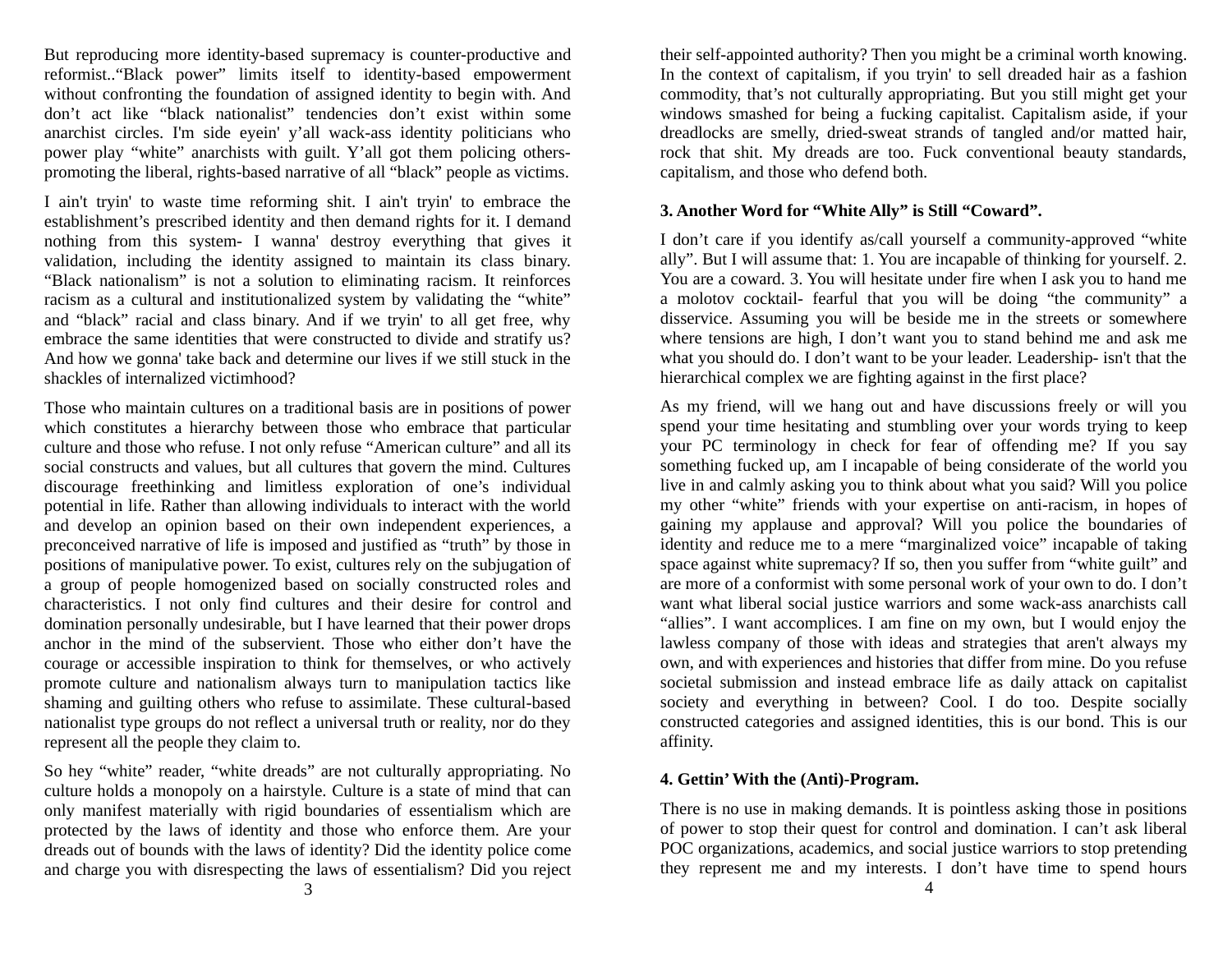But reproducing more identity-based supremacy is counter-productive and reformist..“Black power” limits itself to identity-based empowerment without confronting the foundation of assigned identity to begin with. And don’t act like “black nationalist” tendencies don’t exist within some anarchist circles. I'm side eyein' y’all wack-ass identity politicians who power play “white” anarchists with guilt. Y’all got them policing others- promoting the liberal, rights-based narrative of all “black” people as victims.

I ain't tryin' to waste time reforming shit. I ain't tryin' to embrace the establishment’s prescribed identity and then demand rights for it. I demand nothing from this system- I wanna' destroy everything that gives it validation, including the identity assigned to maintain its class binary. “Black nationalism” is not a solution to eliminating racism. It reinforces racism as a cultural and institutionalized system by validating the “white” and “black” racial and class binary. And if we tryin' to all get free, why embrace the same identities that were constructed to divide and stratify us? And how we gonna' take back and determine our lives if we still stuck in the shackles of internalized victimhood?

Those who maintain cultures on a traditional basis are in positions of power which constitutes a hierarchy between those who embrace that particular culture and those who refuse. I not only refuse “American culture” and all its social constructs and values, but all cultures that govern the mind. Cultures discourage freethinking and limitless exploration of one’s individual potential in life. Rather than allowing individuals to interact with the world and develop an opinion based on their own independent experiences, a preconceived narrative of life is imposed and justified as “truth” by those in positions of manipulative power. To exist, cultures rely on the subjugation of a group of people homogenized based on socially constructed roles and characteristics. I not only find cultures and their desire for control and domination personally undesirable, but I have learned that their power drops anchor in the mind of the subservient. Those who either don’t have the courage or accessible inspiration to think for themselves, or who actively promote culture and nationalism always turn to manipulation tactics like shaming and guilting others who refuse to assimilate. These cultural-based nationalist type groups do not reflect a universal truth or reality, nor do they represent all the people they claim to.

So hey “white” reader, “white dreads” are not culturally appropriating. No culture holds a monopoly on a hairstyle. Culture is a state of mind that can only manifest materially with rigid boundaries of essentialism which are protected by the laws of identity and those who enforce them. Are your dreads out of bounds with the laws of identity? Did the identity police come and charge you with disrespecting the laws of essentialism? Did you reject their self-appointed authority? Then you might be a criminal worth knowing. In the context of capitalism, if you tryin' to sell dreaded hair as a fashion commodity, that’s not culturally appropriating. But you still might get your windows smashed for being a fucking capitalist. Capitalism aside, if your dreadlocks are smelly, dried-sweat strands of tangled and/or matted hair, rock that shit. My dreads are too. Fuck conventional beauty standards, capitalism, and those who defend both.

### 3. Another Word for “White Ally” is Still “Coward”.

I don’t care if you identify as/call yourself a community-approved “white ally”. But I will assume that: 1. You are incapable of thinking for yourself. 2. You are a coward. 3. You will hesitate under fire when I ask you to hand me a molotov cocktail- fearful that you will be doing “the community” a disservice. Assuming you will be beside me in the streets or somewhere where tensions are high, I don’t want you to stand behind me and ask me what you should do. I don’t want to be your leader. Leadership- isn't that the hierarchical complex we are fighting against in the first place?

As my friend, will we hang out and have discussions freely or will you spend your time hesitating and stumbling over your words trying to keep your PC terminology in check for fear of offending me? If you say something fucked up, am I incapable of being considerate of the world you live in and calmly asking you to think about what you said? Will you police my other “white” friends with your expertise on anti-racism, in hopes of gaining my applause and approval? Will you police the boundaries of identity and reduce me to a mere “marginalized voice” incapable of taking space against white supremacy? If so, then you suffer from “white guilt” and are more of a conformist with some personal work of your own to do. I don’t want what liberal social justice warriors and some wack-ass anarchists call “allies”. I want accomplices. I am fine on my own, but I would enjoy the lawless company of those with ideas and strategies that aren't always my own, and with experiences and histories that differ from mine. Do you refuse societal submission and instead embrace life as daily attack on capitalist society and everything in between? Cool. I do too. Despite socially constructed categories and assigned identities, this is our bond. This is our affinity.

### 4. Gettin’ With the (Anti)-Program.

There is no use in making demands. It is pointless asking those in positions of power to stop their quest for control and domination. I can’t ask liberal POC organizations, academics, and social justice warriors to stop pretending they represent me and my interests. I don’t have time to spend hours